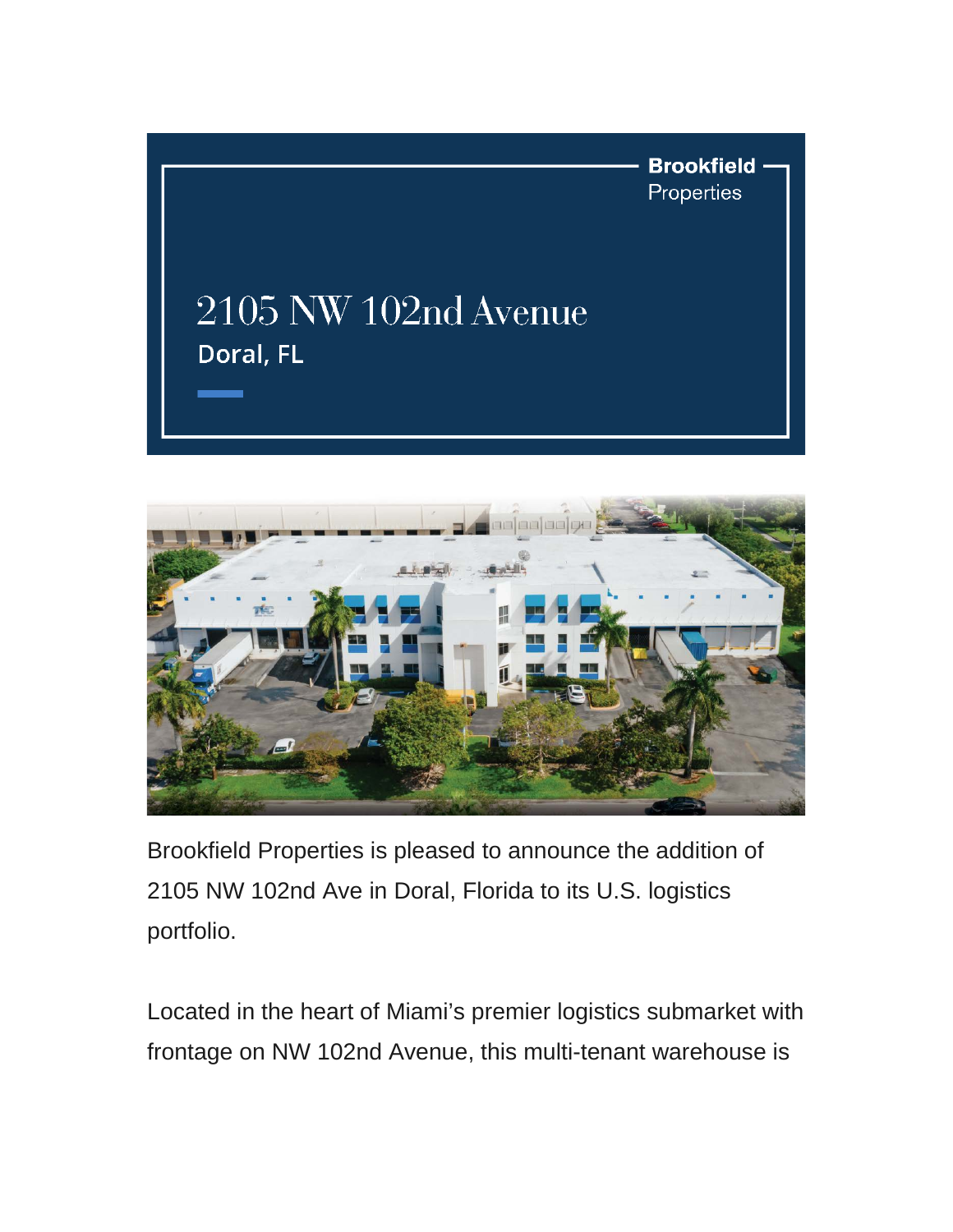**Brookfield** Properties

# 2105 NW 102nd Avenue

### Doral, FL

Brookfield Properties is pleased to announce the addition of 2105 NW 102nd Ave in Doral, Florida to its U.S. logistics portfolio.

Located in the heart of Miami's premier logistics submarket with frontage on NW 102nd Avenue, this multi-tenant warehouse is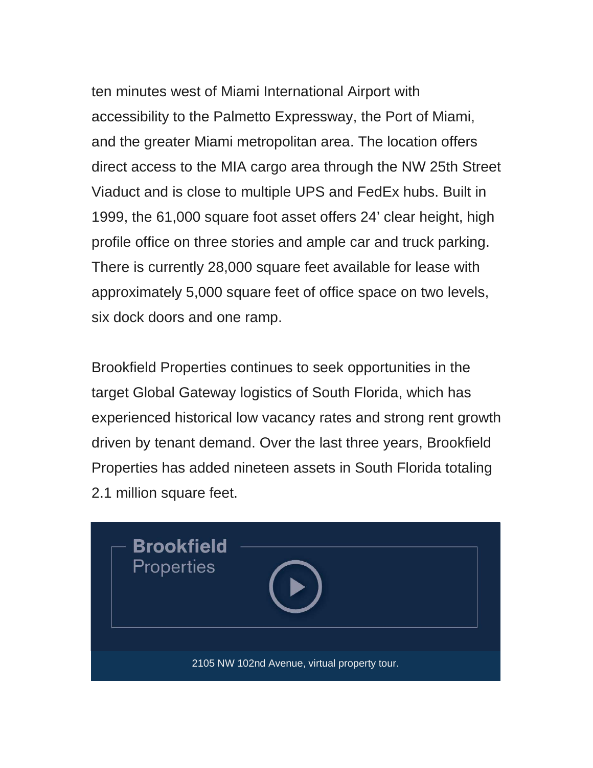ten minutes west of Miami International Airport with accessibility to the Palmetto Expressway, the Port of Miami, and the greater Miami metropolitan area. The location offers direct access to the MIA cargo area through the NW 25th Street Viaduct and is close to multiple UPS and FedEx hubs. Built in 1999, the 61,000 square foot asset offers 24' clear height, high profile office on three stories and ample car and truck parking. There is currently 28,000 square feet available for lease with approximately 5,000 square feet of office space on two levels, six dock doors and one ramp.

Brookfield Properties continues to seek opportunities in the target Global Gateway logistics of South Florida, which has experienced historical low vacancy rates and strong rent growth driven by tenant demand. Over the last three years, Brookfield Properties has added nineteen assets in South Florida totaling 2.1 million square feet.

Brookfield Properties

2105 NW 102nd Avenue, virtual property tour.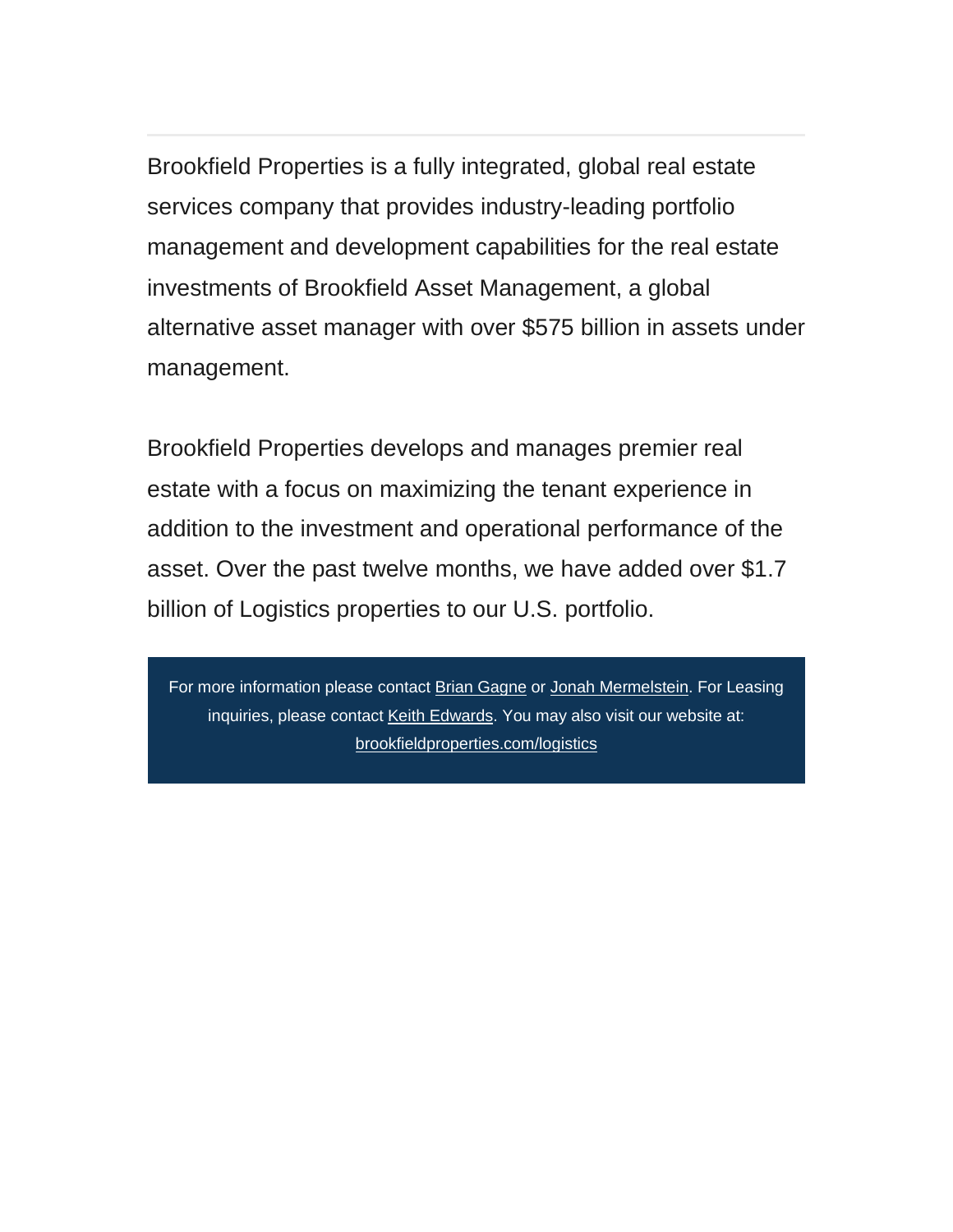---

Brookfield Properties is a fully integrated, global real estate services company that provides industry-leading portfolio management and development capabilities for the real estate investments of Brookfield Asset Management, a global alternative asset manager with over $575 billion in assets under management.

Brookfield Properties develops and manages premier real estate with a focus on maximizing the tenant experience in addition to the investment and operational performance of the asset. Over the past twelve months, we have added over $1.7 billion of Logistics properties to our U.S. portfolio.

For more information please contact Brian Gagne or Jonah Mermelstein. For Leasing inquiries, please contact Keith Edwards. You may also visit our website at: brookfieldproperties.com/logistics